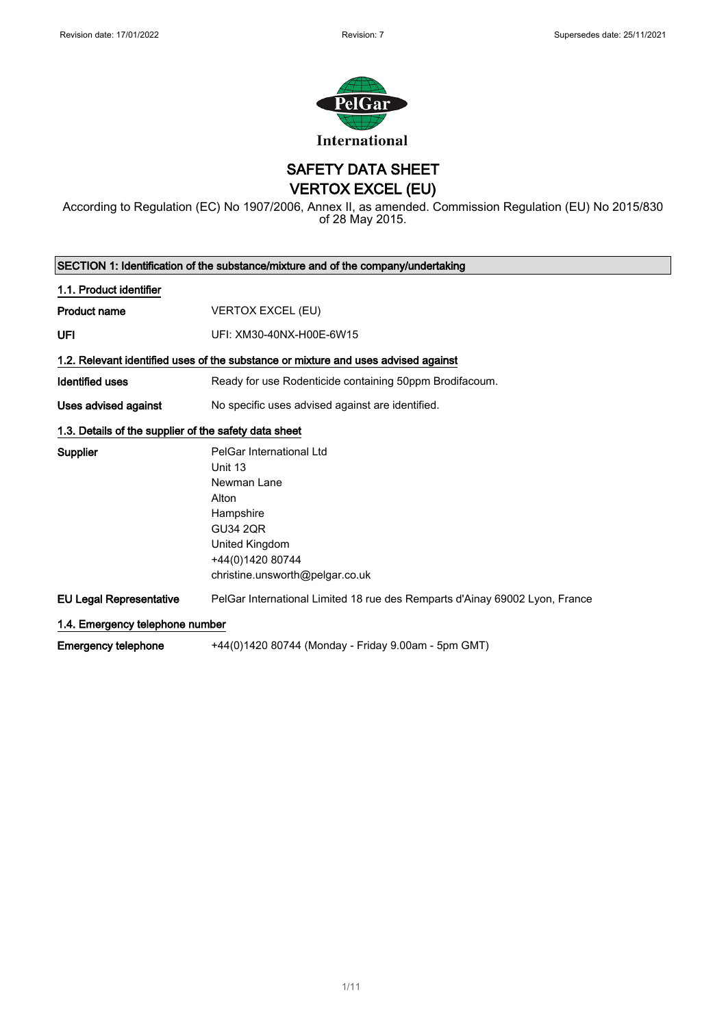Revision date: 17/01/2022 Revision: 7 Supersedes date: 25/11/2021

International

# SAFETY DATA SHEET
# VERTOX EXCEL (EU)

According to Regulation (EC) No 1907/2006, Annex II, as amended. Commission Regulation (EU) No 2015/830 of 28 May 2015.

## SECTION 1: Identification of the substance/mixture and of the company/undertaking

### 1.1. Product identifier

| | |
|---|---|
| **Product name** | VERTOX EXCEL (EU) |
| **UFI** | UFI: XM30-40NX-H00E-6W15 |

### 1.2. Relevant identified uses of the substance or mixture and uses advised against

| | |
|---|---|
| **Identified uses** | Ready for use Rodenticide containing 50ppm Brodifacoum. |
| **Uses advised against** | No specific uses advised against are identified. |

### 1.3. Details of the supplier of the safety data sheet

| | |
|---|---|
| **Supplier** | PelGar International Ltd<br>Unit 13<br>Newman Lane<br>Alton<br>Hampshire<br>GU34 2QR<br>United Kingdom<br>+44(0)1420 80744<br>christine.unsworth@pelgar.co.uk |
| **EU Legal Representative** | PelGar International Limited 18 rue des Remparts d'Ainay 69002 Lyon, France |

### 1.4. Emergency telephone number

| | |
|---|---|
| **Emergency telephone** | +44(0)1420 80744 (Monday - Friday 9.00am - 5pm GMT) |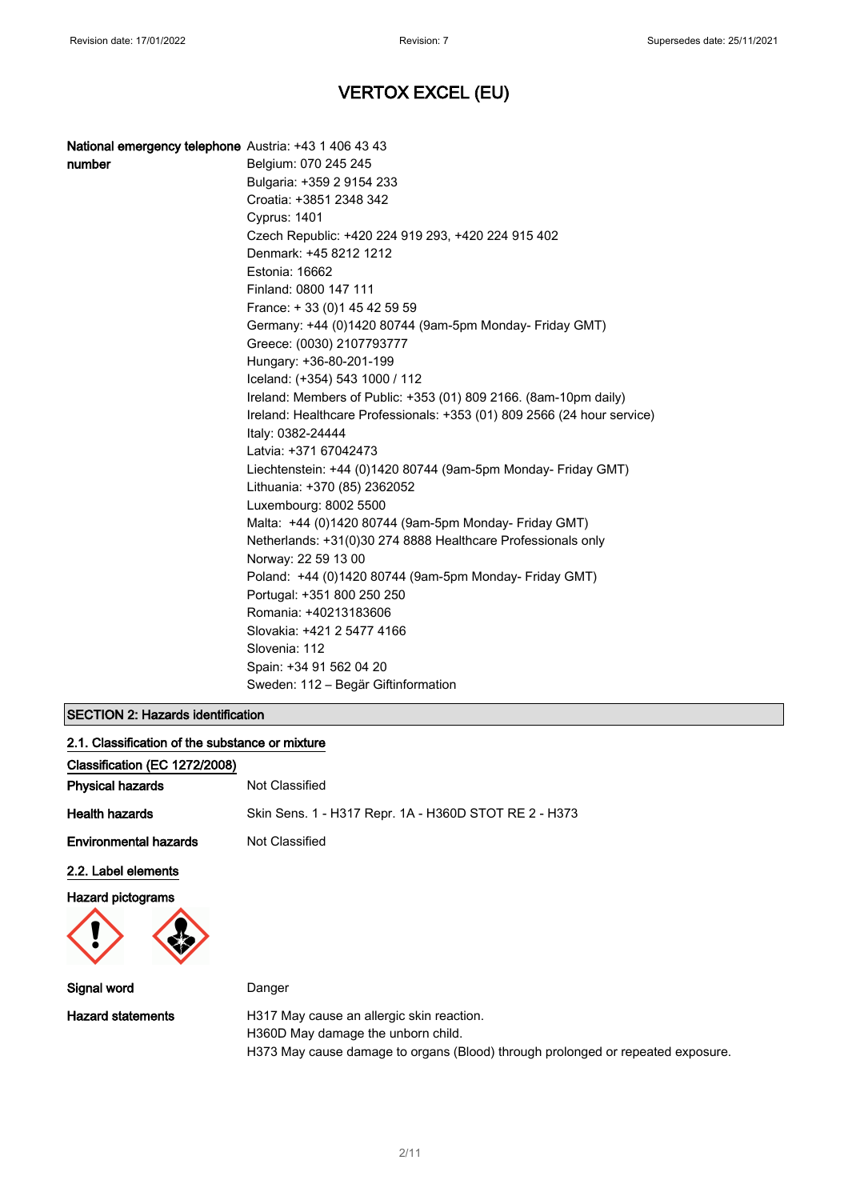# VERTOX EXCEL (EU)

| | |
|---|---|
| **National emergency telephone number** | Austria: +43 1 406 43 43 |
| | Belgium: 070 245 245 |
| | Bulgaria: +359 2 9154 233 |
| | Croatia: +3851 2348 342 |
| | Cyprus: 1401 |
| | Czech Republic: +420 224 919 293, +420 224 915 402 |
| | Denmark: +45 8212 1212 |
| | Estonia: 16662 |
| | Finland: 0800 147 111 |
| | France: + 33 (0)1 45 42 59 59 |
| | Germany: +44 (0)1420 80744 (9am-5pm Monday- Friday GMT) |
| | Greece: (0030) 2107793777 |
| | Hungary: +36-80-201-199 |
| | Iceland: (+354) 543 1000 / 112 |
| | Ireland: Members of Public: +353 (01) 809 2166. (8am-10pm daily) |
| | Ireland: Healthcare Professionals: +353 (01) 809 2566 (24 hour service) |
| | Italy: 0382-24444 |
| | Latvia: +371 67042473 |
| | Liechtenstein: +44 (0)1420 80744 (9am-5pm Monday- Friday GMT) |
| | Lithuania: +370 (85) 2362052 |
| | Luxembourg: 8002 5500 |
| | Malta: +44 (0)1420 80744 (9am-5pm Monday- Friday GMT) |
| | Netherlands: +31(0)30 274 8888 Healthcare Professionals only |
| | Norway: 22 59 13 00 |
| | Poland: +44 (0)1420 80744 (9am-5pm Monday- Friday GMT) |
| | Portugal: +351 800 250 250 |
| | Romania: +40213183606 |
| | Slovakia: +421 2 5477 4166 |
| | Slovenia: 112 |
| | Spain: +34 91 562 04 20 |
| | Sweden: 112 – Begär Giftinformation |

## SECTION 2: Hazards identification

### 2.1. Classification of the substance or mixture

**Classification (EC 1272/2008)**

| | |
|---|---|
| **Physical hazards** | Not Classified |
| **Health hazards** | Skin Sens. 1 - H317 Repr. 1A - H360D STOT RE 2 - H373 |
| **Environmental hazards** | Not Classified |

### 2.2. Label elements

**Hazard pictograms**

| | |
|---|---|
| **Signal word** | Danger |
| **Hazard statements** | H317 May cause an allergic skin reaction.<br>H360D May damage the unborn child.<br>H373 May cause damage to organs (Blood) through prolonged or repeated exposure. |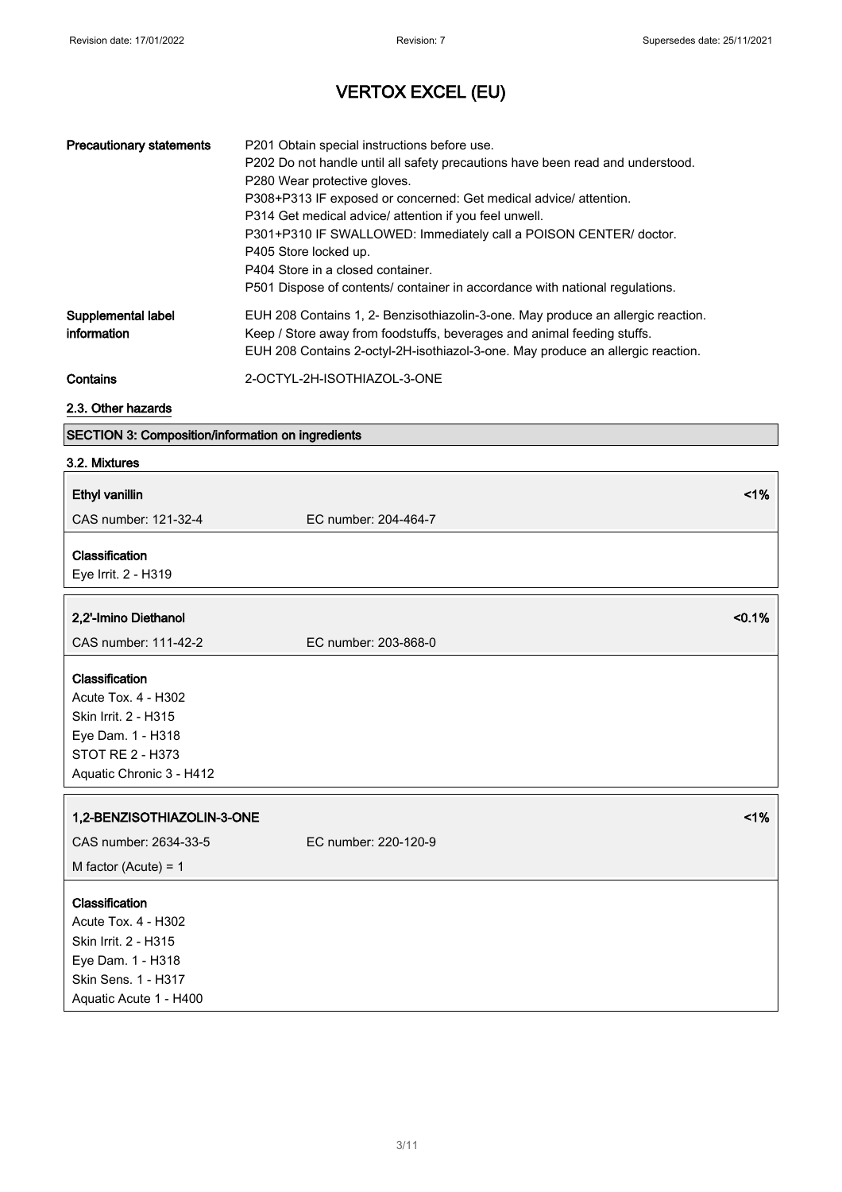# VERTOX EXCEL (EU)

| | |
|---|---|
| **Precautionary statements** | P201 Obtain special instructions before use.<br>P202 Do not handle until all safety precautions have been read and understood.<br>P280 Wear protective gloves.<br>P308+P313 IF exposed or concerned: Get medical advice/ attention.<br>P314 Get medical advice/ attention if you feel unwell.<br>P301+P310 IF SWALLOWED: Immediately call a POISON CENTER/ doctor.<br>P405 Store locked up.<br>P404 Store in a closed container.<br>P501 Dispose of contents/ container in accordance with national regulations. |
| **Supplemental label information** | EUH 208 Contains 1, 2- Benzisothiazolin-3-one. May produce an allergic reaction.<br>Keep / Store away from foodstuffs, beverages and animal feeding stuffs.<br>EUH 208 Contains 2-octyl-2H-isothiazol-3-one. May produce an allergic reaction. |
| **Contains** | 2-OCTYL-2H-ISOTHIAZOL-3-ONE |

### 2.3. Other hazards

## SECTION 3: Composition/information on ingredients

### 3.2. Mixtures

**Ethyl vanillin** <1%

CAS number: 121-32-4    EC number: 204-464-7

**Classification**
Eye Irrit. 2 - H319

**2,2'-Imino Diethanol** <0.1%

CAS number: 111-42-2    EC number: 203-868-0

**Classification**
Acute Tox. 4 - H302
Skin Irrit. 2 - H315
Eye Dam. 1 - H318
STOT RE 2 - H373
Aquatic Chronic 3 - H412

**1,2-BENZISOTHIAZOLIN-3-ONE** <1%

CAS number: 2634-33-5    EC number: 220-120-9

M factor (Acute) = 1

**Classification**
Acute Tox. 4 - H302
Skin Irrit. 2 - H315
Eye Dam. 1 - H318
Skin Sens. 1 - H317
Aquatic Acute 1 - H400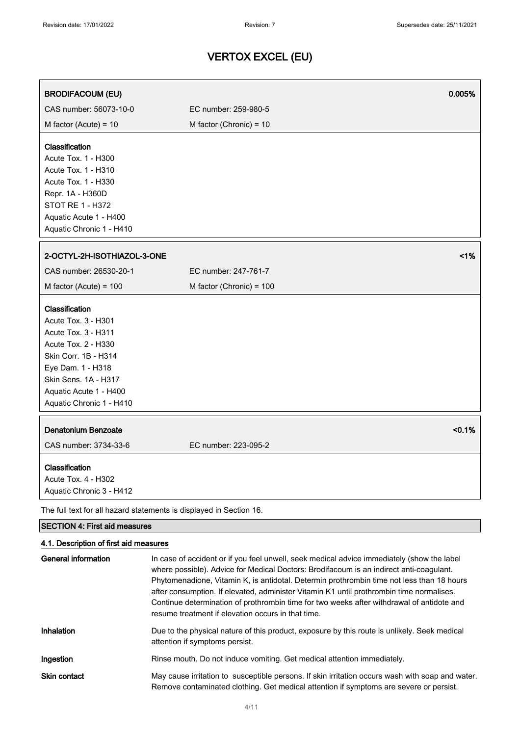# VERTOX EXCEL (EU)

| **BRODIFACOUM (EU)** | | **0.005%** |
|---|---|---|
| CAS number: 56073-10-0 | EC number: 259-980-5 | |
| M factor (Acute) = 10 | M factor (Chronic) = 10 | |

**Classification**
Acute Tox. 1 - H300
Acute Tox. 1 - H310
Acute Tox. 1 - H330
Repr. 1A - H360D
STOT RE 1 - H372
Aquatic Acute 1 - H400
Aquatic Chronic 1 - H410

| **2-OCTYL-2H-ISOTHIAZOL-3-ONE** | | **<1%** |
|---|---|---|
| CAS number: 26530-20-1 | EC number: 247-761-7 | |
| M factor (Acute) = 100 | M factor (Chronic) = 100 | |

**Classification**
Acute Tox. 3 - H301
Acute Tox. 3 - H311
Acute Tox. 2 - H330
Skin Corr. 1B - H314
Eye Dam. 1 - H318
Skin Sens. 1A - H317
Aquatic Acute 1 - H400
Aquatic Chronic 1 - H410

| **Denatonium Benzoate** | | **<0.1%** |
|---|---|---|
| CAS number: 3734-33-6 | EC number: 223-095-2 | |

**Classification**
Acute Tox. 4 - H302
Aquatic Chronic 3 - H412

The full text for all hazard statements is displayed in Section 16.

## SECTION 4: First aid measures

### 4.1. Description of first aid measures

| | |
|---|---|
| **General information** | In case of accident or if you feel unwell, seek medical advice immediately (show the label where possible). Advice for Medical Doctors: Brodifacoum is an indirect anti-coagulant. Phytomenadione, Vitamin K, is antidotal. Determin prothrombin time not less than 18 hours after consumption. If elevated, administer Vitamin K1 until prothrombin time normalises. Continue determination of prothrombin time for two weeks after withdrawal of antidote and resume treatment if elevation occurs in that time. |
| **Inhalation** | Due to the physical nature of this product, exposure by this route is unlikely. Seek medical attention if symptoms persist. |
| **Ingestion** | Rinse mouth. Do not induce vomiting. Get medical attention immediately. |
| **Skin contact** | May cause irritation to susceptible persons. If skin irritation occurs wash with soap and water. Remove contaminated clothing. Get medical attention if symptoms are severe or persist. |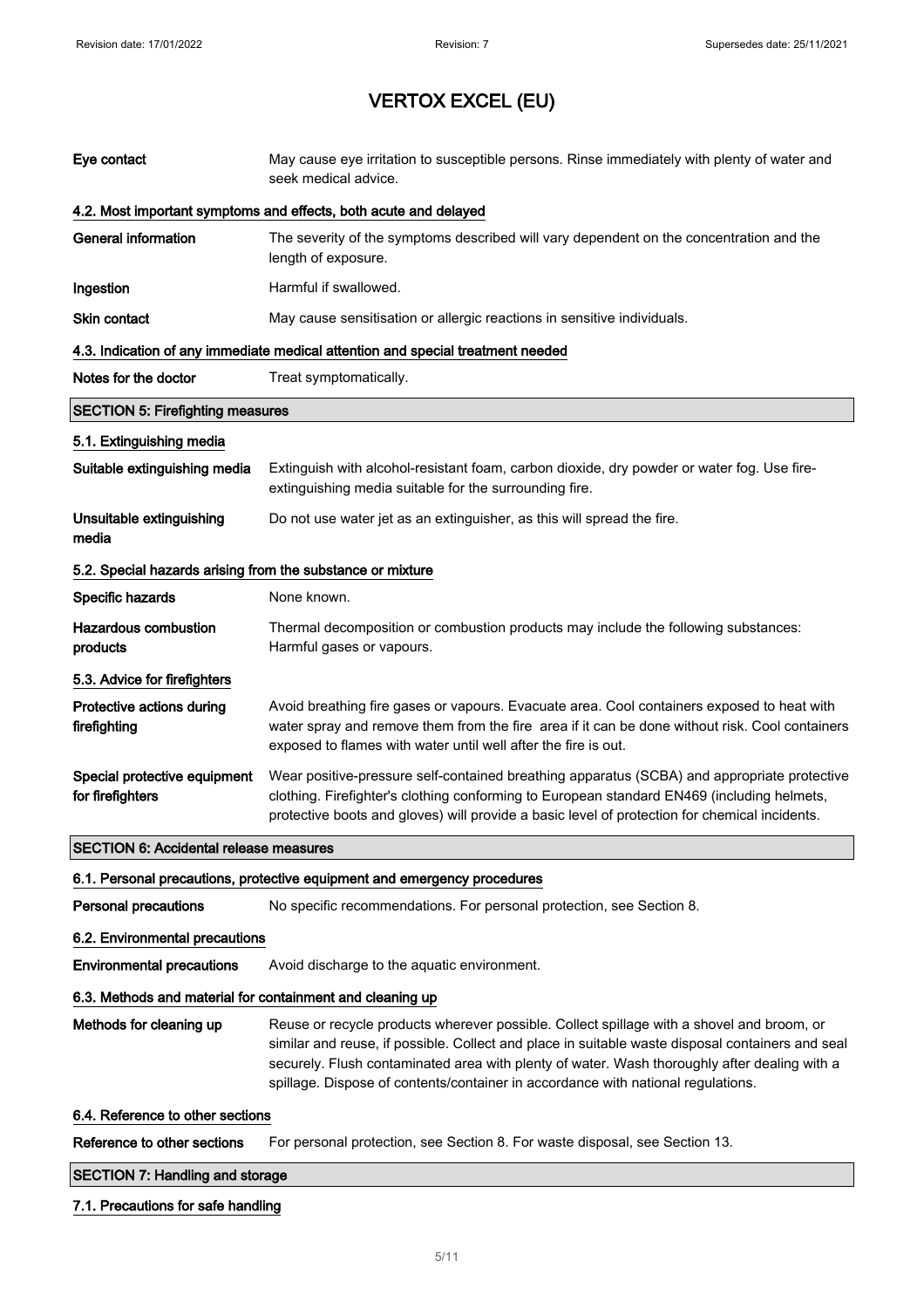# VERTOX EXCEL (EU)

| | |
|---|---|
| **Eye contact** | May cause eye irritation to susceptible persons. Rinse immediately with plenty of water and seek medical advice. |

### 4.2. Most important symptoms and effects, both acute and delayed

| | |
|---|---|
| **General information** | The severity of the symptoms described will vary dependent on the concentration and the length of exposure. |
| **Ingestion** | Harmful if swallowed. |
| **Skin contact** | May cause sensitisation or allergic reactions in sensitive individuals. |

### 4.3. Indication of any immediate medical attention and special treatment needed

| | |
|---|---|
| **Notes for the doctor** | Treat symptomatically. |

## SECTION 5: Firefighting measures

### 5.1. Extinguishing media

| | |
|---|---|
| **Suitable extinguishing media** | Extinguish with alcohol-resistant foam, carbon dioxide, dry powder or water fog. Use fire-extinguishing media suitable for the surrounding fire. |
| **Unsuitable extinguishing media** | Do not use water jet as an extinguisher, as this will spread the fire. |

### 5.2. Special hazards arising from the substance or mixture

| | |
|---|---|
| **Specific hazards** | None known. |
| **Hazardous combustion products** | Thermal decomposition or combustion products may include the following substances: Harmful gases or vapours. |

### 5.3. Advice for firefighters

| | |
|---|---|
| **Protective actions during firefighting** | Avoid breathing fire gases or vapours. Evacuate area. Cool containers exposed to heat with water spray and remove them from the fire area if it can be done without risk. Cool containers exposed to flames with water until well after the fire is out. |
| **Special protective equipment for firefighters** | Wear positive-pressure self-contained breathing apparatus (SCBA) and appropriate protective clothing. Firefighter's clothing conforming to European standard EN469 (including helmets, protective boots and gloves) will provide a basic level of protection for chemical incidents. |

## SECTION 6: Accidental release measures

### 6.1. Personal precautions, protective equipment and emergency procedures

| | |
|---|---|
| **Personal precautions** | No specific recommendations. For personal protection, see Section 8. |

### 6.2. Environmental precautions

| | |
|---|---|
| **Environmental precautions** | Avoid discharge to the aquatic environment. |

### 6.3. Methods and material for containment and cleaning up

| | |
|---|---|
| **Methods for cleaning up** | Reuse or recycle products wherever possible. Collect spillage with a shovel and broom, or similar and reuse, if possible. Collect and place in suitable waste disposal containers and seal securely. Flush contaminated area with plenty of water. Wash thoroughly after dealing with a spillage. Dispose of contents/container in accordance with national regulations. |

### 6.4. Reference to other sections

| | |
|---|---|
| **Reference to other sections** | For personal protection, see Section 8. For waste disposal, see Section 13. |

## SECTION 7: Handling and storage

### 7.1. Precautions for safe handling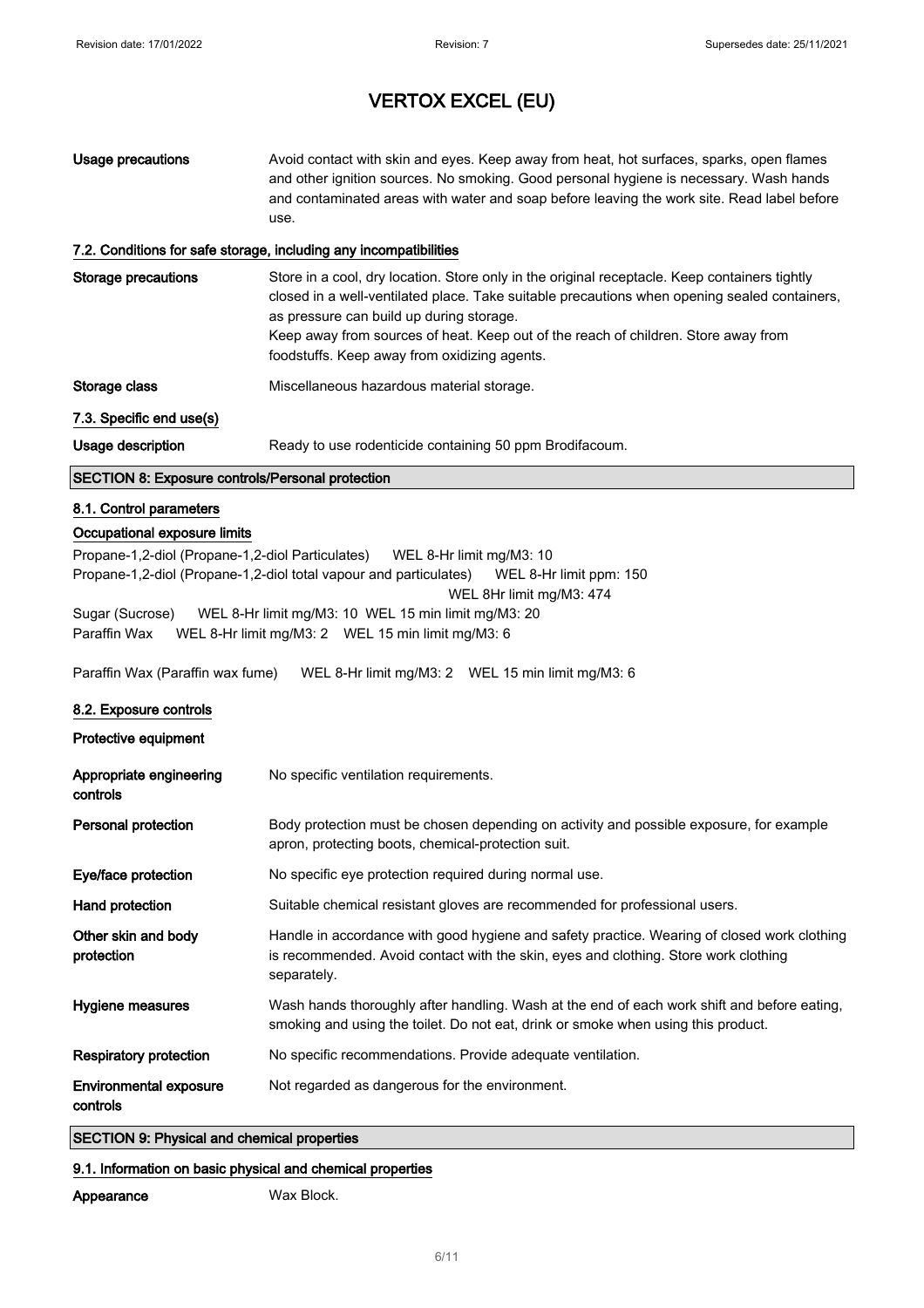| | |
|---|---|
| **Usage precautions** | Avoid contact with skin and eyes. Keep away from heat, hot surfaces, sparks, open flames and other ignition sources. No smoking. Good personal hygiene is necessary. Wash hands and contaminated areas with water and soap before leaving the work site. Read label before use. |

### 7.2. Conditions for safe storage, including any incompatibilities

| | |
|---|---|
| **Storage precautions** | Store in a cool, dry location. Store only in the original receptacle. Keep containers tightly closed in a well-ventilated place. Take suitable precautions when opening sealed containers, as pressure can build up during storage.<br>Keep away from sources of heat. Keep out of the reach of children. Store away from foodstuffs. Keep away from oxidizing agents. |
| **Storage class** | Miscellaneous hazardous material storage. |

### 7.3. Specific end use(s)

| | |
|---|---|
| **Usage description** | Ready to use rodenticide containing 50 ppm Brodifacoum. |

## SECTION 8: Exposure controls/Personal protection

### 8.1. Control parameters

**Occupational exposure limits**

Propane-1,2-diol (Propane-1,2-diol Particulates) WEL 8-Hr limit mg/M3: 10
Propane-1,2-diol (Propane-1,2-diol total vapour and particulates) WEL 8-Hr limit ppm: 150
WEL 8Hr limit mg/M3: 474
Sugar (Sucrose) WEL 8-Hr limit mg/M3: 10 WEL 15 min limit mg/M3: 20
Paraffin Wax WEL 8-Hr limit mg/M3: 2 WEL 15 min limit mg/M3: 6

Paraffin Wax (Paraffin wax fume) WEL 8-Hr limit mg/M3: 2 WEL 15 min limit mg/M3: 6

### 8.2. Exposure controls

**Protective equipment**

| | |
|---|---|
| **Appropriate engineering controls** | No specific ventilation requirements. |
| **Personal protection** | Body protection must be chosen depending on activity and possible exposure, for example apron, protecting boots, chemical-protection suit. |
| **Eye/face protection** | No specific eye protection required during normal use. |
| **Hand protection** | Suitable chemical resistant gloves are recommended for professional users. |
| **Other skin and body protection** | Handle in accordance with good hygiene and safety practice. Wearing of closed work clothing is recommended. Avoid contact with the skin, eyes and clothing. Store work clothing separately. |
| **Hygiene measures** | Wash hands thoroughly after handling. Wash at the end of each work shift and before eating, smoking and using the toilet. Do not eat, drink or smoke when using this product. |
| **Respiratory protection** | No specific recommendations. Provide adequate ventilation. |
| **Environmental exposure controls** | Not regarded as dangerous for the environment. |

## SECTION 9: Physical and chemical properties

### 9.1. Information on basic physical and chemical properties

| | |
|---|---|
| **Appearance** | Wax Block. |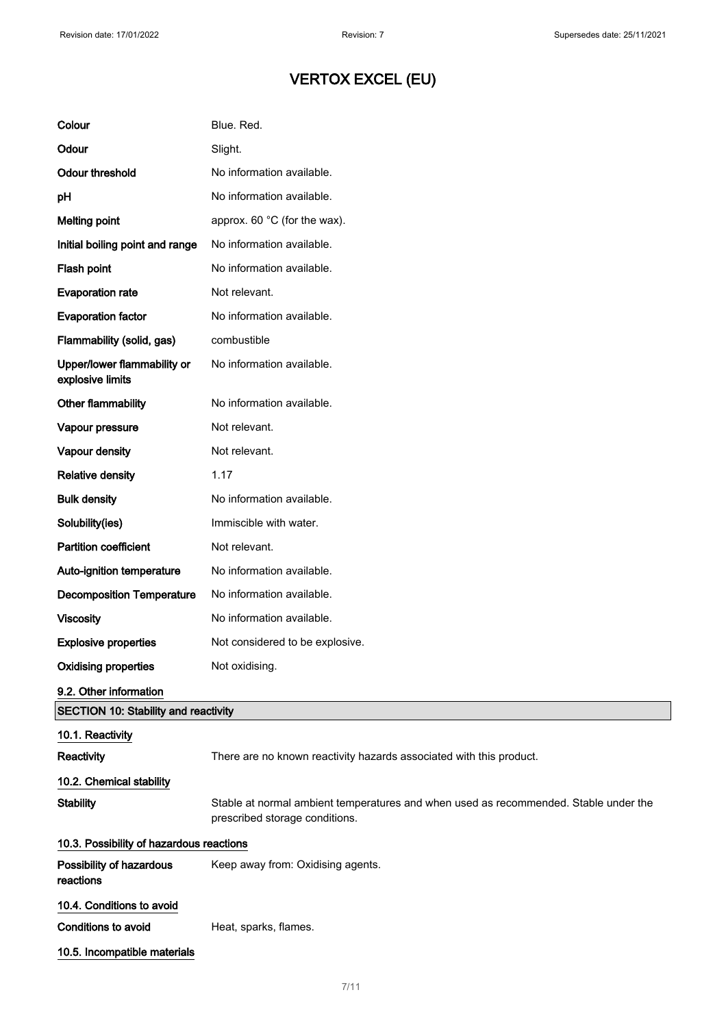| | |
|---|---|
| **Colour** | Blue. Red. |
| **Odour** | Slight. |
| **Odour threshold** | No information available. |
| **pH** | No information available. |
| **Melting point** | approx. 60 °C (for the wax). |
| **Initial boiling point and range** | No information available. |
| **Flash point** | No information available. |
| **Evaporation rate** | Not relevant. |
| **Evaporation factor** | No information available. |
| **Flammability (solid, gas)** | combustible |
| **Upper/lower flammability or explosive limits** | No information available. |
| **Other flammability** | No information available. |
| **Vapour pressure** | Not relevant. |
| **Vapour density** | Not relevant. |
| **Relative density** | 1.17 |
| **Bulk density** | No information available. |
| **Solubility(ies)** | Immiscible with water. |
| **Partition coefficient** | Not relevant. |
| **Auto-ignition temperature** | No information available. |
| **Decomposition Temperature** | No information available. |
| **Viscosity** | No information available. |
| **Explosive properties** | Not considered to be explosive. |
| **Oxidising properties** | Not oxidising. |

### 9.2. Other information

## SECTION 10: Stability and reactivity

### 10.1. Reactivity

**Reactivity** There are no known reactivity hazards associated with this product.

### 10.2. Chemical stability

**Stability** Stable at normal ambient temperatures and when used as recommended. Stable under the prescribed storage conditions.

### 10.3. Possibility of hazardous reactions

**Possibility of hazardous reactions** Keep away from: Oxidising agents.

### 10.4. Conditions to avoid

**Conditions to avoid** Heat, sparks, flames.

### 10.5. Incompatible materials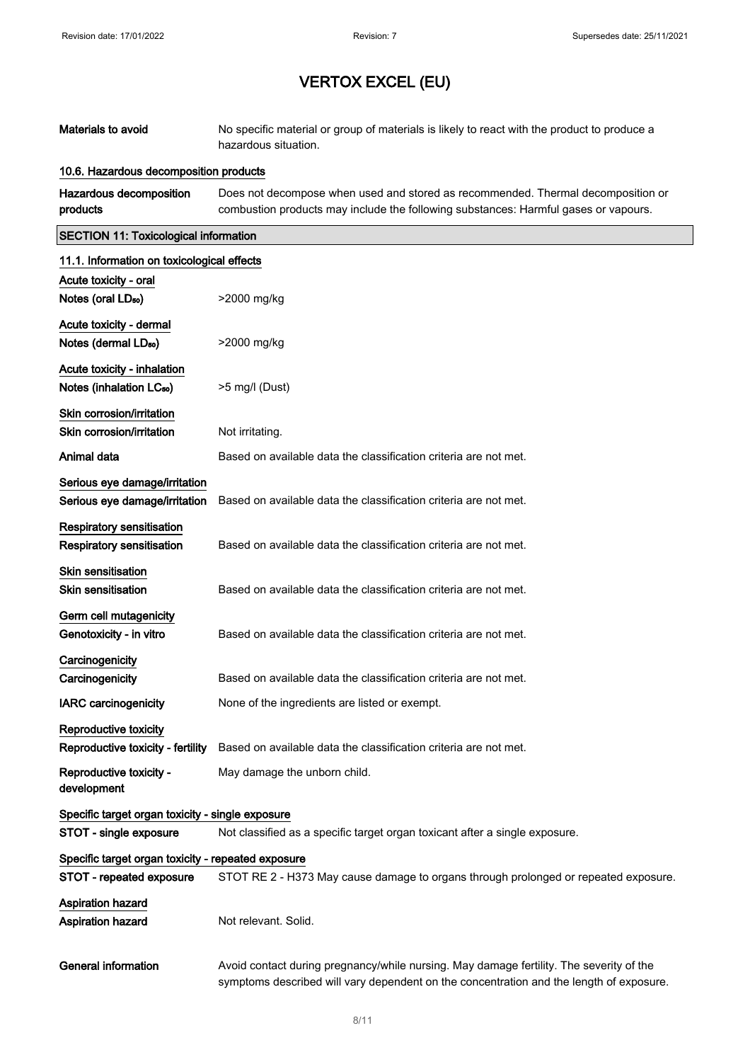| | |
|---|---|
| **Materials to avoid** | No specific material or group of materials is likely to react with the product to produce a hazardous situation. |

**10.6. Hazardous decomposition products**

| | |
|---|---|
| **Hazardous decomposition products** | Does not decompose when used and stored as recommended. Thermal decomposition or combustion products may include the following substances: Harmful gases or vapours. |

## SECTION 11: Toxicological information

**11.1. Information on toxicological effects**

**Acute toxicity - oral**

| | |
|---|---|
| **Notes (oral $LD_{50}$)** | >2000 mg/kg |

**Acute toxicity - dermal**

| | |
|---|---|
| **Notes (dermal $LD_{50}$)** | >2000 mg/kg |

**Acute toxicity - inhalation**

| | |
|---|---|
| **Notes (inhalation $LC_{50}$)** | >5 mg/l (Dust) |

**Skin corrosion/irritation**

| | |
|---|---|
| **Skin corrosion/irritation** | Not irritating. |
| **Animal data** | Based on available data the classification criteria are not met. |

**Serious eye damage/irritation**

| | |
|---|---|
| **Serious eye damage/irritation** | Based on available data the classification criteria are not met. |

**Respiratory sensitisation**

| | |
|---|---|
| **Respiratory sensitisation** | Based on available data the classification criteria are not met. |

**Skin sensitisation**

| | |
|---|---|
| **Skin sensitisation** | Based on available data the classification criteria are not met. |

**Germ cell mutagenicity**

| | |
|---|---|
| **Genotoxicity - in vitro** | Based on available data the classification criteria are not met. |

**Carcinogenicity**

| | |
|---|---|
| **Carcinogenicity** | Based on available data the classification criteria are not met. |
| **IARC carcinogenicity** | None of the ingredients are listed or exempt. |

**Reproductive toxicity**

| | |
|---|---|
| **Reproductive toxicity - fertility** | Based on available data the classification criteria are not met. |
| **Reproductive toxicity - development** | May damage the unborn child. |

**Specific target organ toxicity - single exposure**

| | |
|---|---|
| **STOT - single exposure** | Not classified as a specific target organ toxicant after a single exposure. |

**Specific target organ toxicity - repeated exposure**

| | |
|---|---|
| **STOT - repeated exposure** | STOT RE 2 - H373 May cause damage to organs through prolonged or repeated exposure. |

**Aspiration hazard**

| | |
|---|---|
| **Aspiration hazard** | Not relevant. Solid. |
| **General information** | Avoid contact during pregnancy/while nursing. May damage fertility. The severity of the symptoms described will vary dependent on the concentration and the length of exposure. |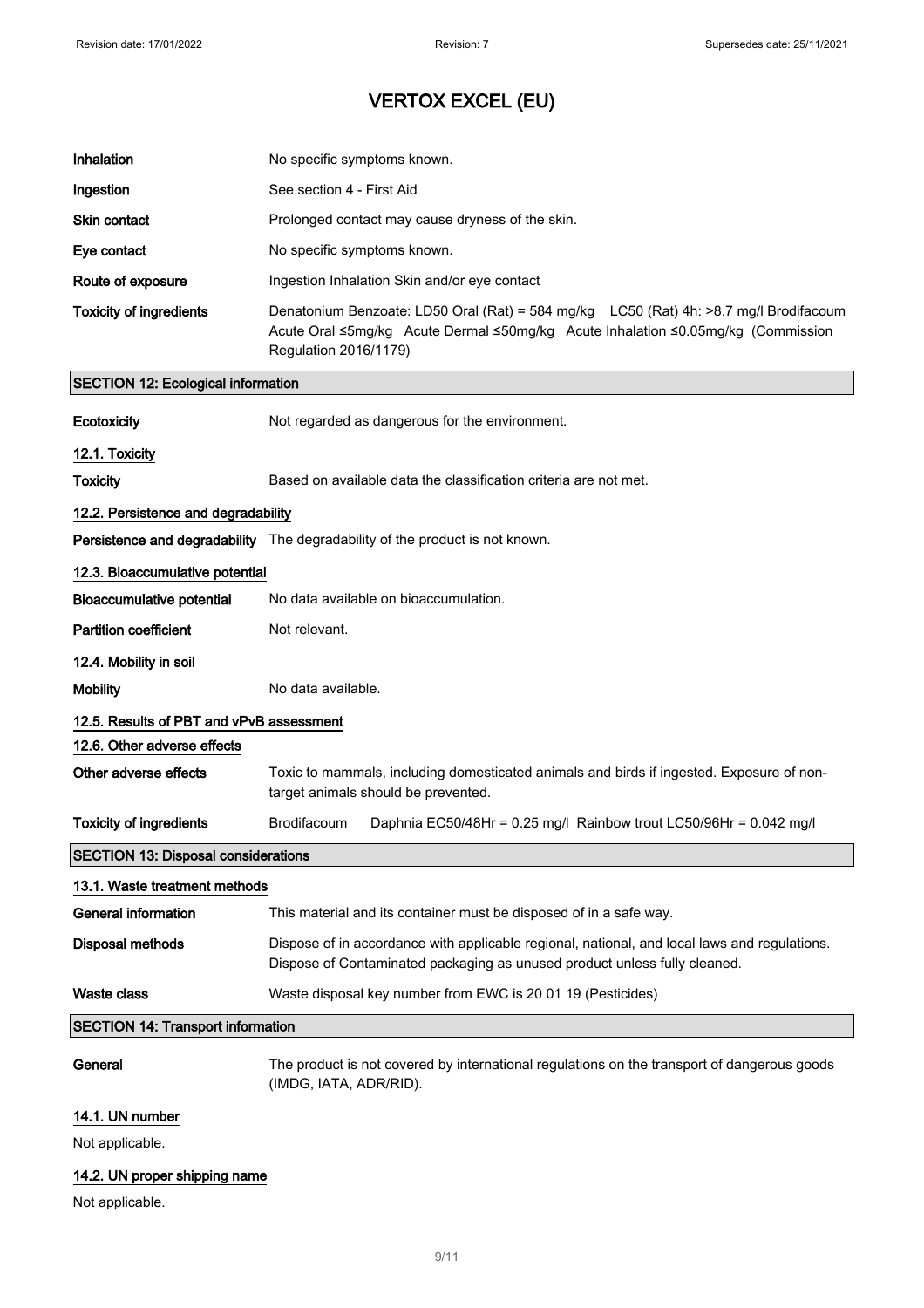| | |
|---|---|
| **Inhalation** | No specific symptoms known. |
| **Ingestion** | See section 4 - First Aid |
| **Skin contact** | Prolonged contact may cause dryness of the skin. |
| **Eye contact** | No specific symptoms known. |
| **Route of exposure** | Ingestion Inhalation Skin and/or eye contact |
| **Toxicity of ingredients** | Denatonium Benzoate: LD50 Oral (Rat) = 584 mg/kg LC50 (Rat) 4h: >8.7 mg/l Brodifacoum Acute Oral ≤5mg/kg Acute Dermal ≤50mg/kg Acute Inhalation ≤0.05mg/kg (Commission Regulation 2016/1179) |

## SECTION 12: Ecological information

| | |
|---|---|
| **Ecotoxicity** | Not regarded as dangerous for the environment. |

### 12.1. Toxicity

| | |
|---|---|
| **Toxicity** | Based on available data the classification criteria are not met. |

### 12.2. Persistence and degradability

| | |
|---|---|
| **Persistence and degradability** | The degradability of the product is not known. |

### 12.3. Bioaccumulative potential

| | |
|---|---|
| **Bioaccumulative potential** | No data available on bioaccumulation. |
| **Partition coefficient** | Not relevant. |

### 12.4. Mobility in soil

| | |
|---|---|
| **Mobility** | No data available. |

### 12.5. Results of PBT and vPvB assessment

### 12.6. Other adverse effects

| | |
|---|---|
| **Other adverse effects** | Toxic to mammals, including domesticated animals and birds if ingested. Exposure of non-target animals should be prevented. |
| **Toxicity of ingredients** | Brodifacoum Daphnia EC50/48Hr = 0.25 mg/l Rainbow trout LC50/96Hr = 0.042 mg/l |

## SECTION 13: Disposal considerations

### 13.1. Waste treatment methods

| | |
|---|---|
| **General information** | This material and its container must be disposed of in a safe way. |
| **Disposal methods** | Dispose of in accordance with applicable regional, national, and local laws and regulations. Dispose of Contaminated packaging as unused product unless fully cleaned. |
| **Waste class** | Waste disposal key number from EWC is 20 01 19 (Pesticides) |

## SECTION 14: Transport information

| | |
|---|---|
| **General** | The product is not covered by international regulations on the transport of dangerous goods (IMDG, IATA, ADR/RID). |

### 14.1. UN number

Not applicable.

### 14.2. UN proper shipping name

Not applicable.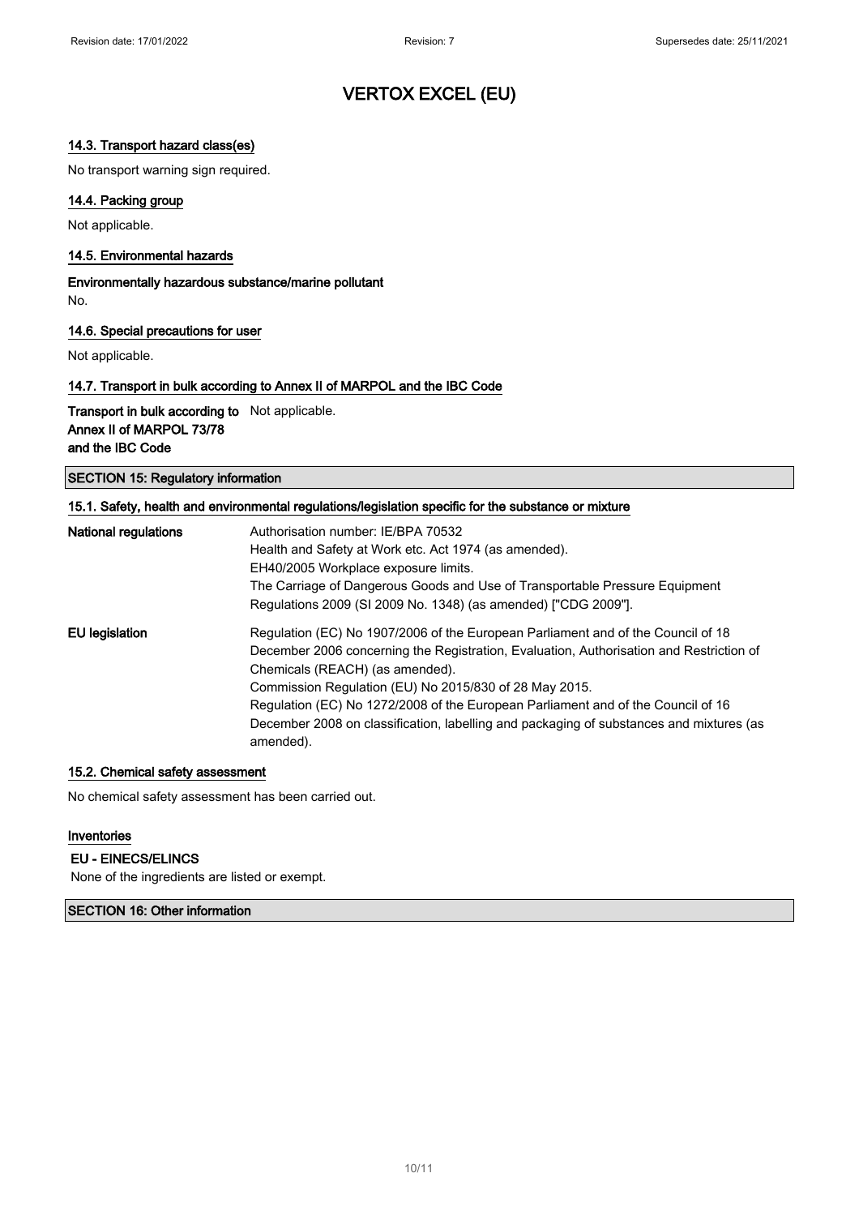# VERTOX EXCEL (EU)

### 14.3. Transport hazard class(es)

No transport warning sign required.

### 14.4. Packing group

Not applicable.

### 14.5. Environmental hazards

**Environmentally hazardous substance/marine pollutant**

No.

### 14.6. Special precautions for user

Not applicable.

### 14.7. Transport in bulk according to Annex II of MARPOL and the IBC Code

| | |
|---|---|
| **Transport in bulk according to Annex II of MARPOL 73/78 and the IBC Code** | Not applicable. |

## SECTION 15: Regulatory information

### 15.1. Safety, health and environmental regulations/legislation specific for the substance or mixture

| | |
|---|---|
| **National regulations** | Authorisation number: IE/BPA 70532<br>Health and Safety at Work etc. Act 1974 (as amended).<br>EH40/2005 Workplace exposure limits.<br>The Carriage of Dangerous Goods and Use of Transportable Pressure Equipment Regulations 2009 (SI 2009 No. 1348) (as amended) ["CDG 2009"]. |
| **EU legislation** | Regulation (EC) No 1907/2006 of the European Parliament and of the Council of 18 December 2006 concerning the Registration, Evaluation, Authorisation and Restriction of Chemicals (REACH) (as amended).<br>Commission Regulation (EU) No 2015/830 of 28 May 2015.<br>Regulation (EC) No 1272/2008 of the European Parliament and of the Council of 16 December 2008 on classification, labelling and packaging of substances and mixtures (as amended). |

### 15.2. Chemical safety assessment

No chemical safety assessment has been carried out.

### Inventories

**EU - EINECS/ELINCS**

None of the ingredients are listed or exempt.

## SECTION 16: Other information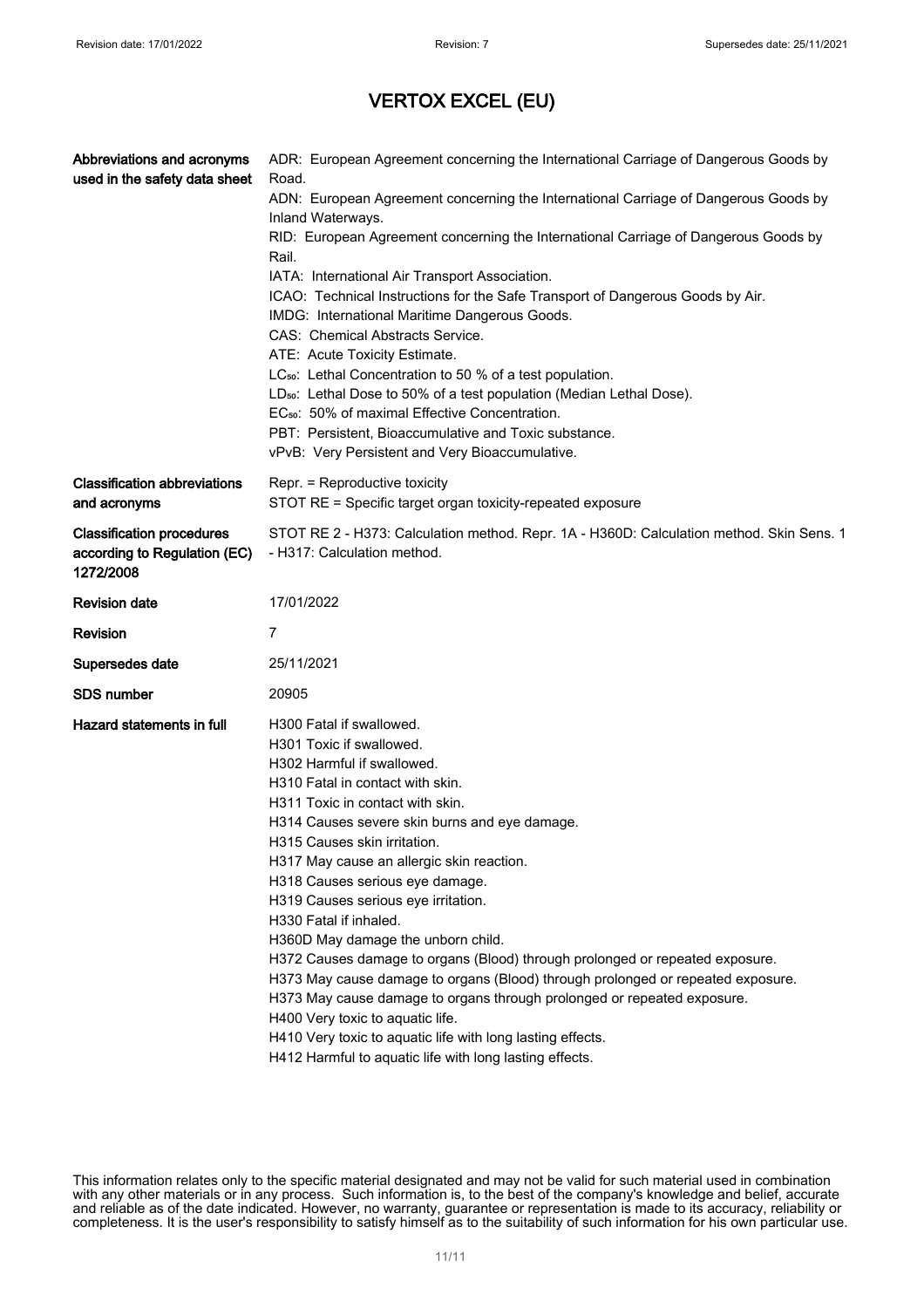# VERTOX EXCEL (EU)

| | |
|---|---|
| **Abbreviations and acronyms used in the safety data sheet** | ADR: European Agreement concerning the International Carriage of Dangerous Goods by Road.<br>ADN: European Agreement concerning the International Carriage of Dangerous Goods by Inland Waterways.<br>RID: European Agreement concerning the International Carriage of Dangerous Goods by Rail.<br>IATA: International Air Transport Association.<br>ICAO: Technical Instructions for the Safe Transport of Dangerous Goods by Air.<br>IMDG: International Maritime Dangerous Goods.<br>CAS: Chemical Abstracts Service.<br>ATE: Acute Toxicity Estimate.<br>$LC_{50}$: Lethal Concentration to 50 % of a test population.<br>$LD_{50}$: Lethal Dose to 50% of a test population (Median Lethal Dose).<br>$EC_{50}$: 50% of maximal Effective Concentration.<br>PBT: Persistent, Bioaccumulative and Toxic substance.<br>vPvB: Very Persistent and Very Bioaccumulative. |
| **Classification abbreviations and acronyms** | Repr. = Reproductive toxicity<br>STOT RE = Specific target organ toxicity-repeated exposure |
| **Classification procedures according to Regulation (EC) 1272/2008** | STOT RE 2 - H373: Calculation method. Repr. 1A - H360D: Calculation method. Skin Sens. 1 - H317: Calculation method. |
| **Revision date** | 17/01/2022 |
| **Revision** | 7 |
| **Supersedes date** | 25/11/2021 |
| **SDS number** | 20905 |
| **Hazard statements in full** | H300 Fatal if swallowed.<br>H301 Toxic if swallowed.<br>H302 Harmful if swallowed.<br>H310 Fatal in contact with skin.<br>H311 Toxic in contact with skin.<br>H314 Causes severe skin burns and eye damage.<br>H315 Causes skin irritation.<br>H317 May cause an allergic skin reaction.<br>H318 Causes serious eye damage.<br>H319 Causes serious eye irritation.<br>H330 Fatal if inhaled.<br>H360D May damage the unborn child.<br>H372 Causes damage to organs (Blood) through prolonged or repeated exposure.<br>H373 May cause damage to organs (Blood) through prolonged or repeated exposure.<br>H373 May cause damage to organs through prolonged or repeated exposure.<br>H400 Very toxic to aquatic life.<br>H410 Very toxic to aquatic life with long lasting effects.<br>H412 Harmful to aquatic life with long lasting effects. |

This information relates only to the specific material designated and may not be valid for such material used in combination with any other materials or in any process. Such information is, to the best of the company's knowledge and belief, accurate and reliable as of the date indicated. However, no warranty, guarantee or representation is made to its accuracy, reliability or completeness. It is the user's responsibility to satisfy himself as to the suitability of such information for his own particular use.